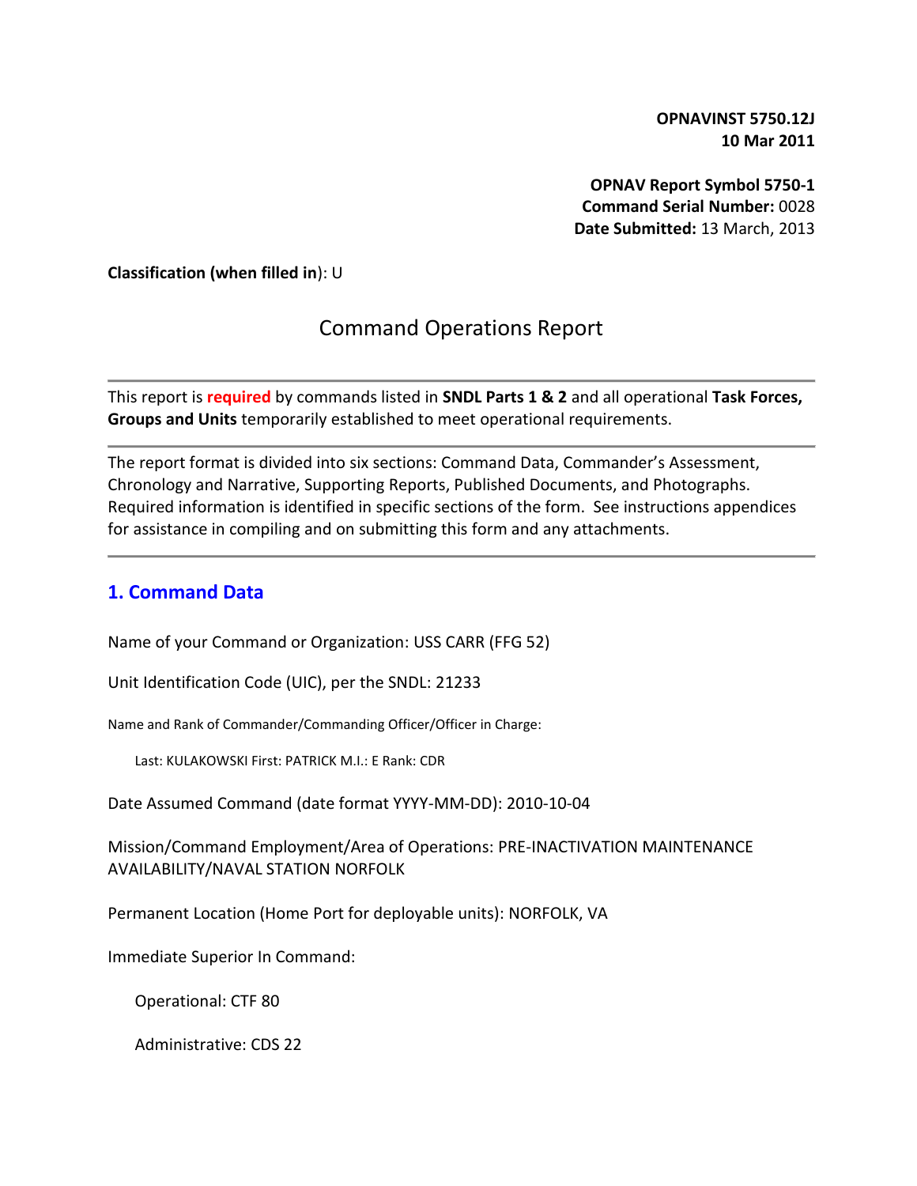**OPNAVINST 5750.12J**
**10 Mar 2011**

**OPNAV Report Symbol 5750-1**
**Command Serial Number:** 0028
**Date Submitted:** 13 March, 2013

**Classification (when filled in)**: U

# Command Operations Report

---

This report is **required** by commands listed in **SNDL Parts 1 & 2** and all operational **Task Forces, Groups and Units** temporarily established to meet operational requirements.

---

The report format is divided into six sections: Command Data, Commander's Assessment, Chronology and Narrative, Supporting Reports, Published Documents, and Photographs. Required information is identified in specific sections of the form. See instructions appendices for assistance in compiling and on submitting this form and any attachments.

---

## 1. Command Data

Name of your Command or Organization: USS CARR (FFG 52)

Unit Identification Code (UIC), per the SNDL: 21233

Name and Rank of Commander/Commanding Officer/Officer in Charge:

Last: KULAKOWSKI First: PATRICK M.I.: E Rank: CDR

Date Assumed Command (date format YYYY-MM-DD): 2010-10-04

Mission/Command Employment/Area of Operations: PRE-INACTIVATION MAINTENANCE AVAILABILITY/NAVAL STATION NORFOLK

Permanent Location (Home Port for deployable units): NORFOLK, VA

Immediate Superior In Command:

Operational: CTF 80

Administrative: CDS 22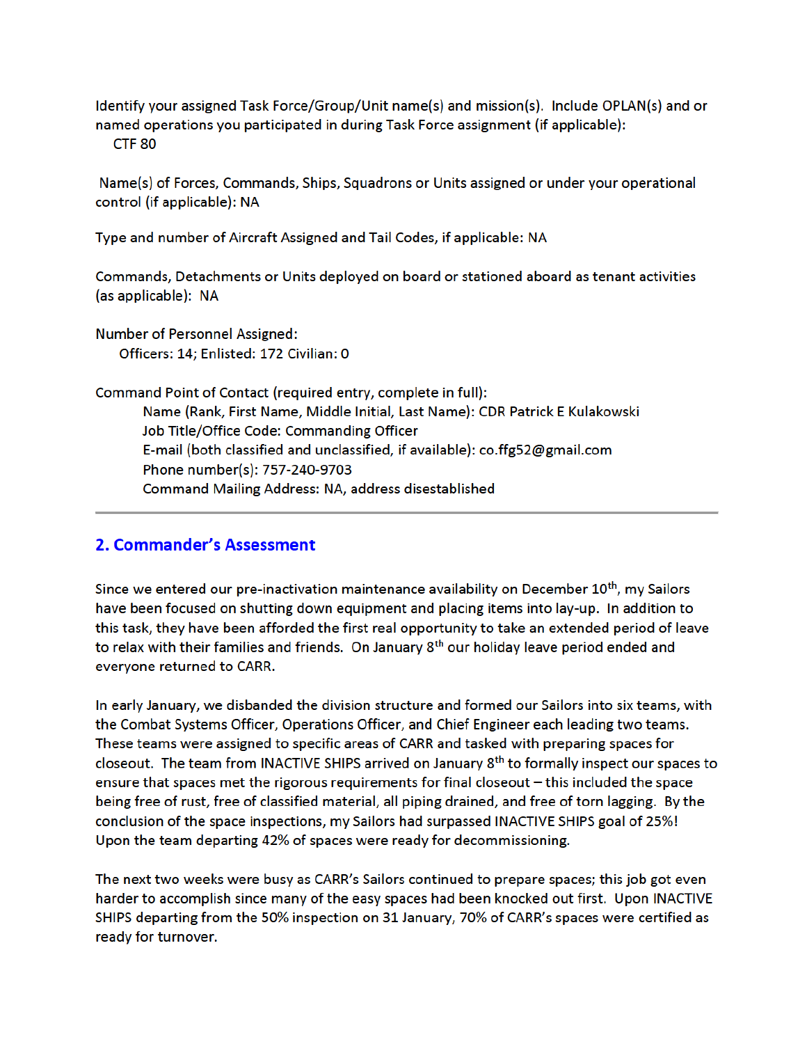Identify your assigned Task Force/Group/Unit name(s) and mission(s). Include OPLAN(s) and or named operations you participated in during Task Force assignment (if applicable):
CTF 80

Name(s) of Forces, Commands, Ships, Squadrons or Units assigned or under your operational control (if applicable): NA

Type and number of Aircraft Assigned and Tail Codes, if applicable: NA

Commands, Detachments or Units deployed on board or stationed aboard as tenant activities (as applicable): NA

Number of Personnel Assigned:
Officers: 14; Enlisted: 172 Civilian: 0

Command Point of Contact (required entry, complete in full):
Name (Rank, First Name, Middle Initial, Last Name): CDR Patrick E Kulakowski
Job Title/Office Code: Commanding Officer
E-mail (both classified and unclassified, if available): co.ffg52@gmail.com
Phone number(s): 757-240-9703
Command Mailing Address: NA, address disestablished

---

## 2. Commander's Assessment

Since we entered our pre-inactivation maintenance availability on December 10th, my Sailors have been focused on shutting down equipment and placing items into lay-up. In addition to this task, they have been afforded the first real opportunity to take an extended period of leave to relax with their families and friends. On January 8th our holiday leave period ended and everyone returned to CARR.

In early January, we disbanded the division structure and formed our Sailors into six teams, with the Combat Systems Officer, Operations Officer, and Chief Engineer each leading two teams. These teams were assigned to specific areas of CARR and tasked with preparing spaces for closeout. The team from INACTIVE SHIPS arrived on January 8th to formally inspect our spaces to ensure that spaces met the rigorous requirements for final closeout – this included the space being free of rust, free of classified material, all piping drained, and free of torn lagging. By the conclusion of the space inspections, my Sailors had surpassed INACTIVE SHIPS goal of 25%! Upon the team departing 42% of spaces were ready for decommissioning.

The next two weeks were busy as CARR's Sailors continued to prepare spaces; this job got even harder to accomplish since many of the easy spaces had been knocked out first. Upon INACTIVE SHIPS departing from the 50% inspection on 31 January, 70% of CARR's spaces were certified as ready for turnover.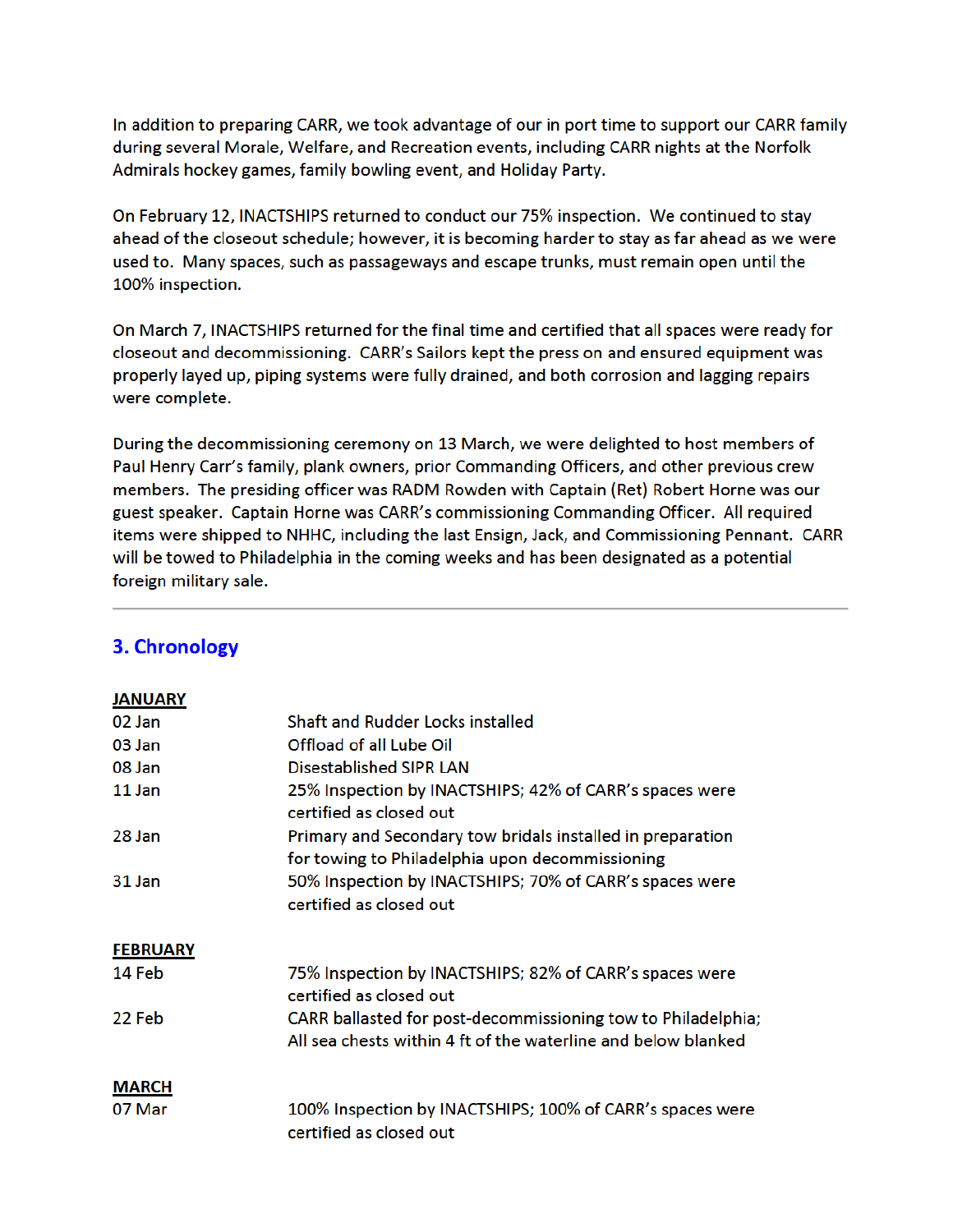In addition to preparing CARR, we took advantage of our in port time to support our CARR family during several Morale, Welfare, and Recreation events, including CARR nights at the Norfolk Admirals hockey games, family bowling event, and Holiday Party.

On February 12, INACTSHIPS returned to conduct our 75% inspection. We continued to stay ahead of the closeout schedule; however, it is becoming harder to stay as far ahead as we were used to. Many spaces, such as passageways and escape trunks, must remain open until the 100% inspection.

On March 7, INACTSHIPS returned for the final time and certified that all spaces were ready for closeout and decommissioning. CARR's Sailors kept the press on and ensured equipment was properly layed up, piping systems were fully drained, and both corrosion and lagging repairs were complete.

During the decommissioning ceremony on 13 March, we were delighted to host members of Paul Henry Carr's family, plank owners, prior Commanding Officers, and other previous crew members. The presiding officer was RADM Rowden with Captain (Ret) Robert Horne was our guest speaker. Captain Horne was CARR's commissioning Commanding Officer. All required items were shipped to NHHC, including the last Ensign, Jack, and Commissioning Pennant. CARR will be towed to Philadelphia in the coming weeks and has been designated as a potential foreign military sale.

---

## 3. Chronology

**JANUARY**

| | |
|---|---|
| 02 Jan | Shaft and Rudder Locks installed |
| 03 Jan | Offload of all Lube Oil |
| 08 Jan | Disestablished SIPR LAN |
| 11 Jan | 25% Inspection by INACTSHIPS; 42% of CARR's spaces were certified as closed out |
| 28 Jan | Primary and Secondary tow bridals installed in preparation for towing to Philadelphia upon decommissioning |
| 31 Jan | 50% Inspection by INACTSHIPS; 70% of CARR's spaces were certified as closed out |

**FEBRUARY**

| | |
|---|---|
| 14 Feb | 75% Inspection by INACTSHIPS; 82% of CARR's spaces were certified as closed out |
| 22 Feb | CARR ballasted for post-decommissioning tow to Philadelphia; All sea chests within 4 ft of the waterline and below blanked |

**MARCH**

| | |
|---|---|
| 07 Mar | 100% Inspection by INACTSHIPS; 100% of CARR's spaces were certified as closed out |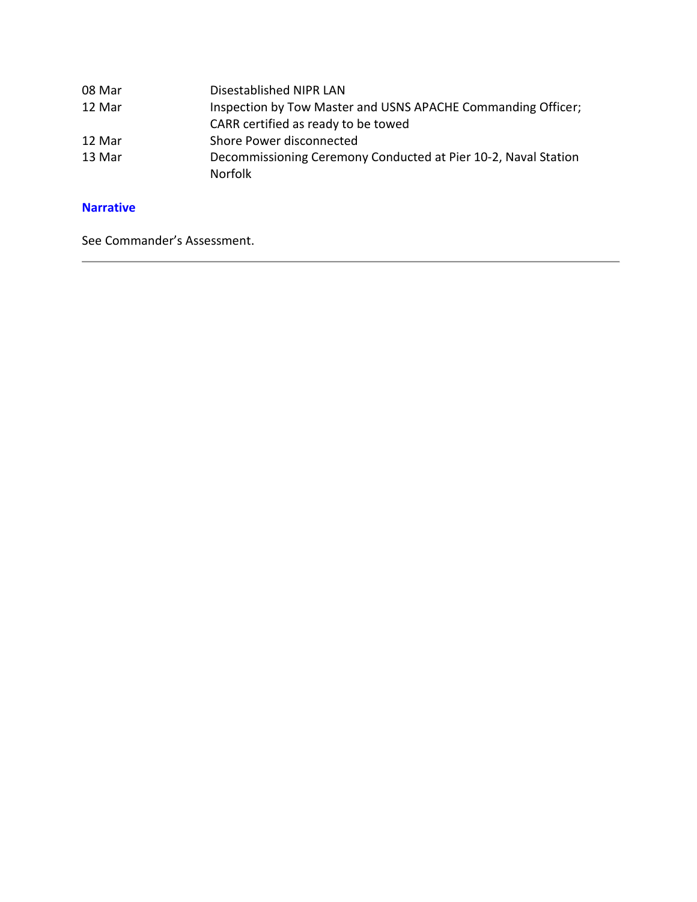| | |
|---|---|
| 08 Mar | Disestablished NIPR LAN |
| 12 Mar | Inspection by Tow Master and USNS APACHE Commanding Officer; CARR certified as ready to be towed |
| 12 Mar | Shore Power disconnected |
| 13 Mar | Decommissioning Ceremony Conducted at Pier 10-2, Naval Station Norfolk |

### Narrative

See Commander's Assessment.

---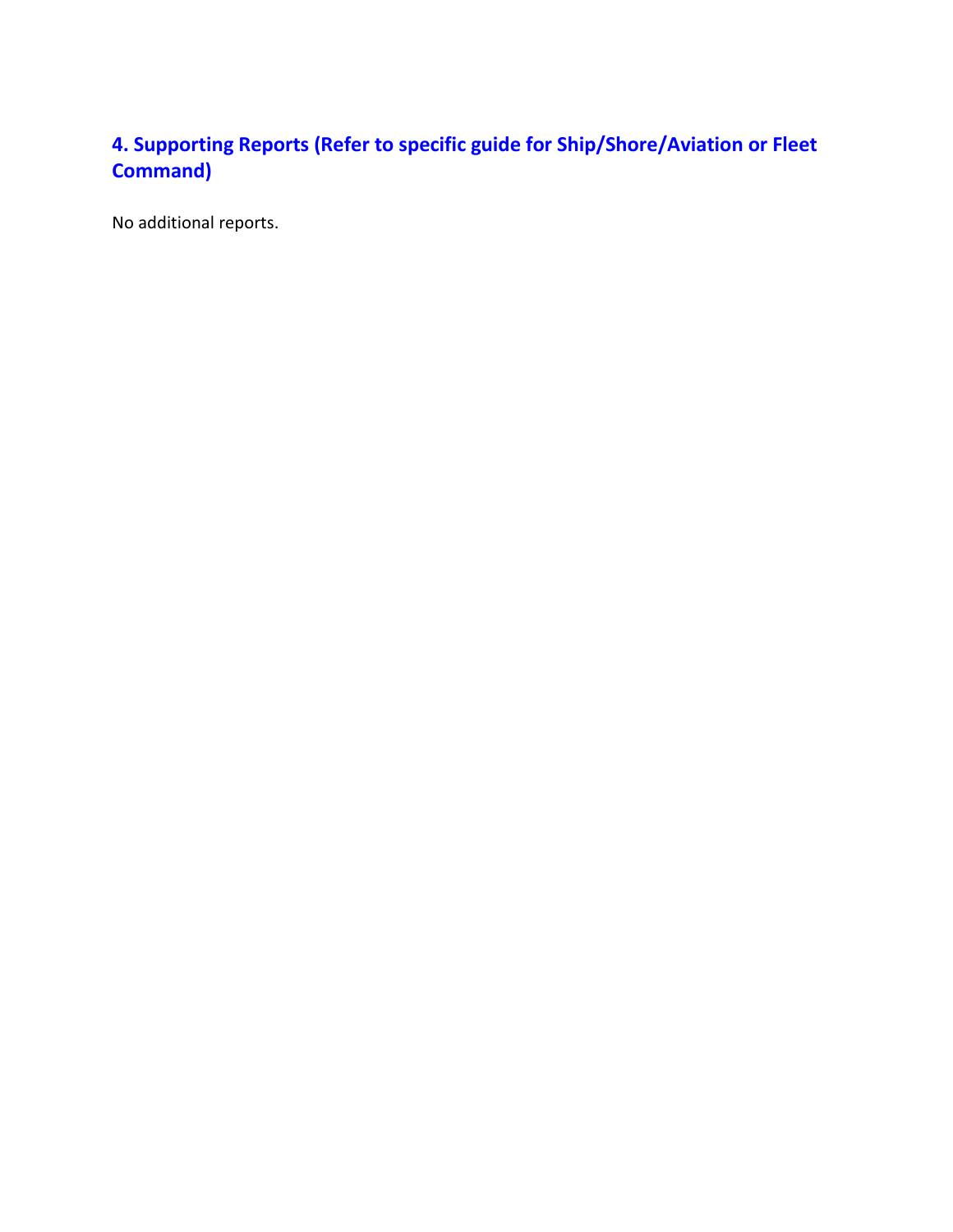## 4. Supporting Reports (Refer to specific guide for Ship/Shore/Aviation or Fleet Command)

No additional reports.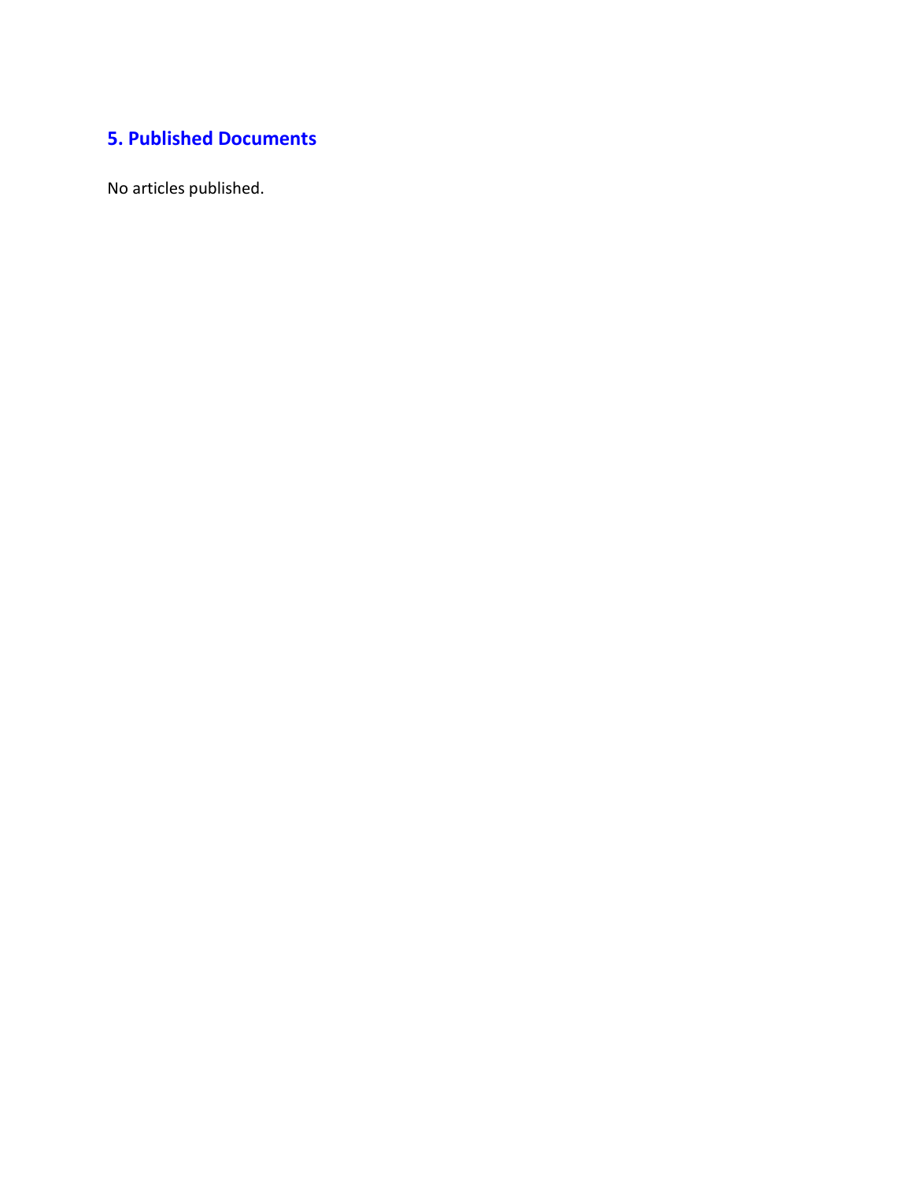## 5. Published Documents

No articles published.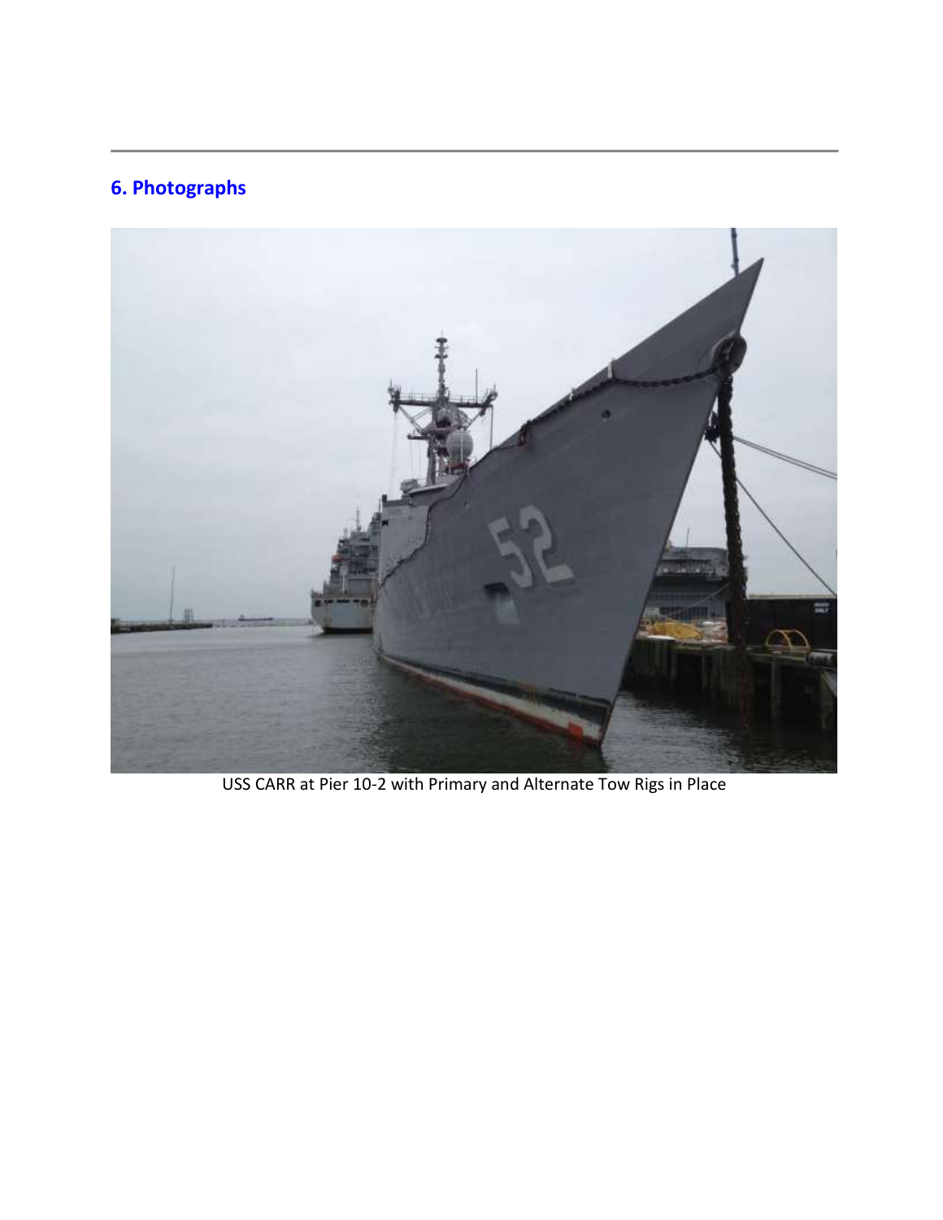## 6. Photographs

USS CARR at Pier 10-2 with Primary and Alternate Tow Rigs in Place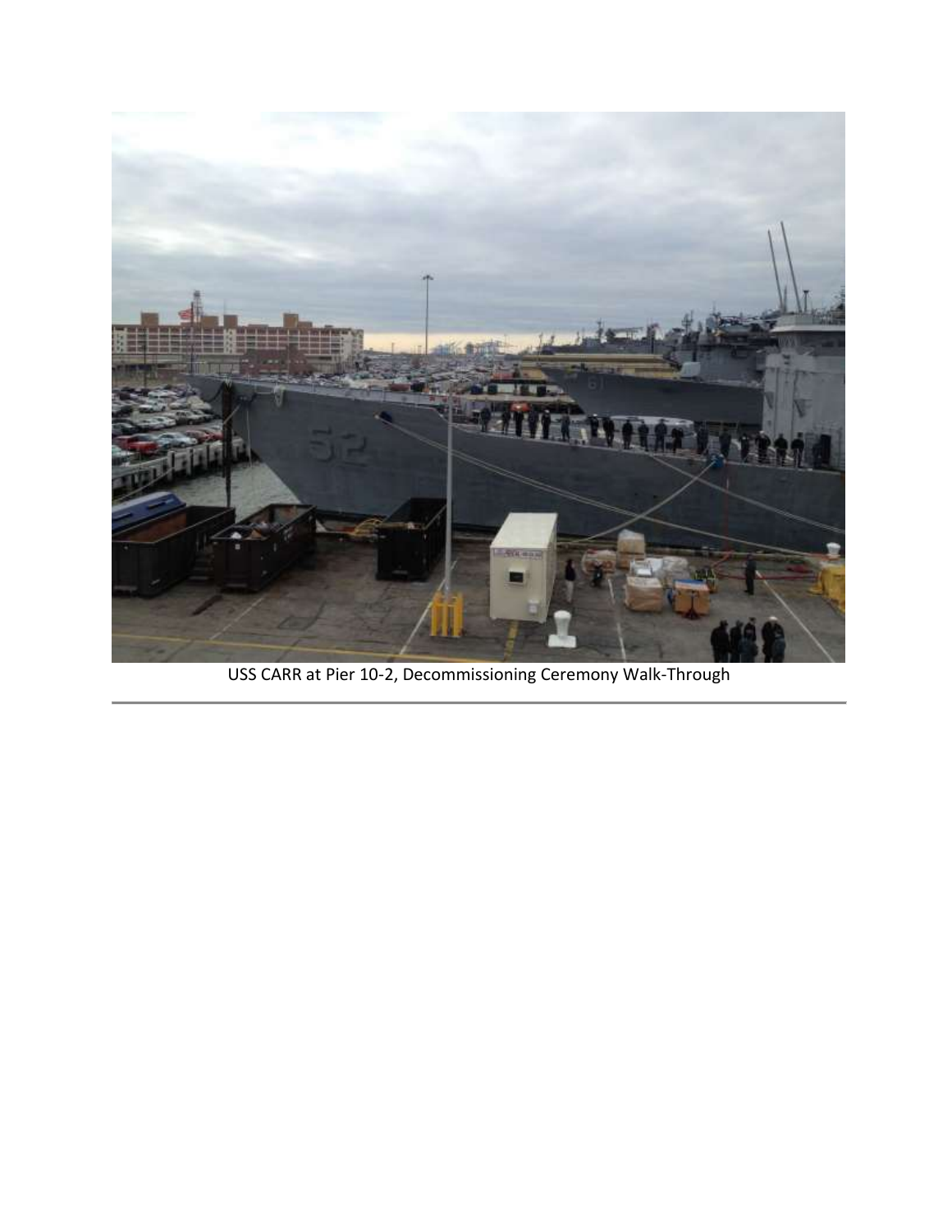USS CARR at Pier 10-2, Decommissioning Ceremony Walk-Through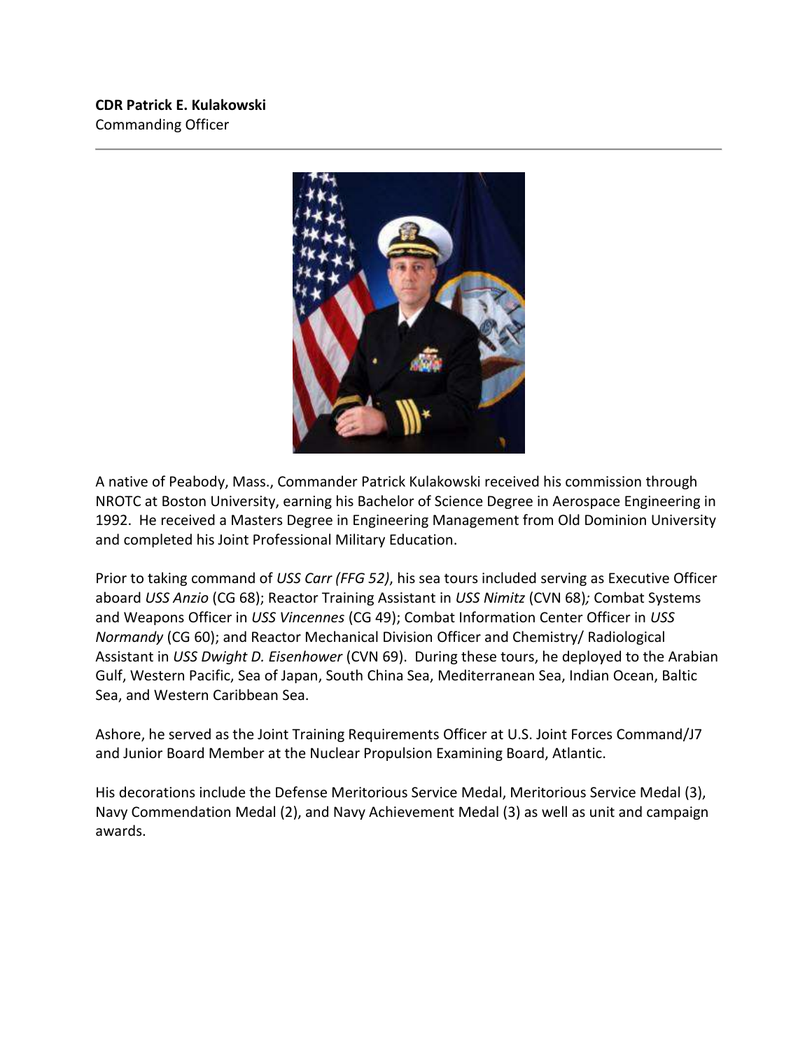**CDR Patrick E. Kulakowski**
Commanding Officer

---

A native of Peabody, Mass., Commander Patrick Kulakowski received his commission through NROTC at Boston University, earning his Bachelor of Science Degree in Aerospace Engineering in 1992. He received a Masters Degree in Engineering Management from Old Dominion University and completed his Joint Professional Military Education.

Prior to taking command of *USS Carr (FFG 52)*, his sea tours included serving as Executive Officer aboard *USS Anzio* (CG 68); Reactor Training Assistant in *USS Nimitz* (CVN 68)*;* Combat Systems and Weapons Officer in *USS Vincennes* (CG 49); Combat Information Center Officer in *USS Normandy* (CG 60); and Reactor Mechanical Division Officer and Chemistry/ Radiological Assistant in *USS Dwight D. Eisenhower* (CVN 69). During these tours, he deployed to the Arabian Gulf, Western Pacific, Sea of Japan, South China Sea, Mediterranean Sea, Indian Ocean, Baltic Sea, and Western Caribbean Sea.

Ashore, he served as the Joint Training Requirements Officer at U.S. Joint Forces Command/J7 and Junior Board Member at the Nuclear Propulsion Examining Board, Atlantic.

His decorations include the Defense Meritorious Service Medal, Meritorious Service Medal (3), Navy Commendation Medal (2), and Navy Achievement Medal (3) as well as unit and campaign awards.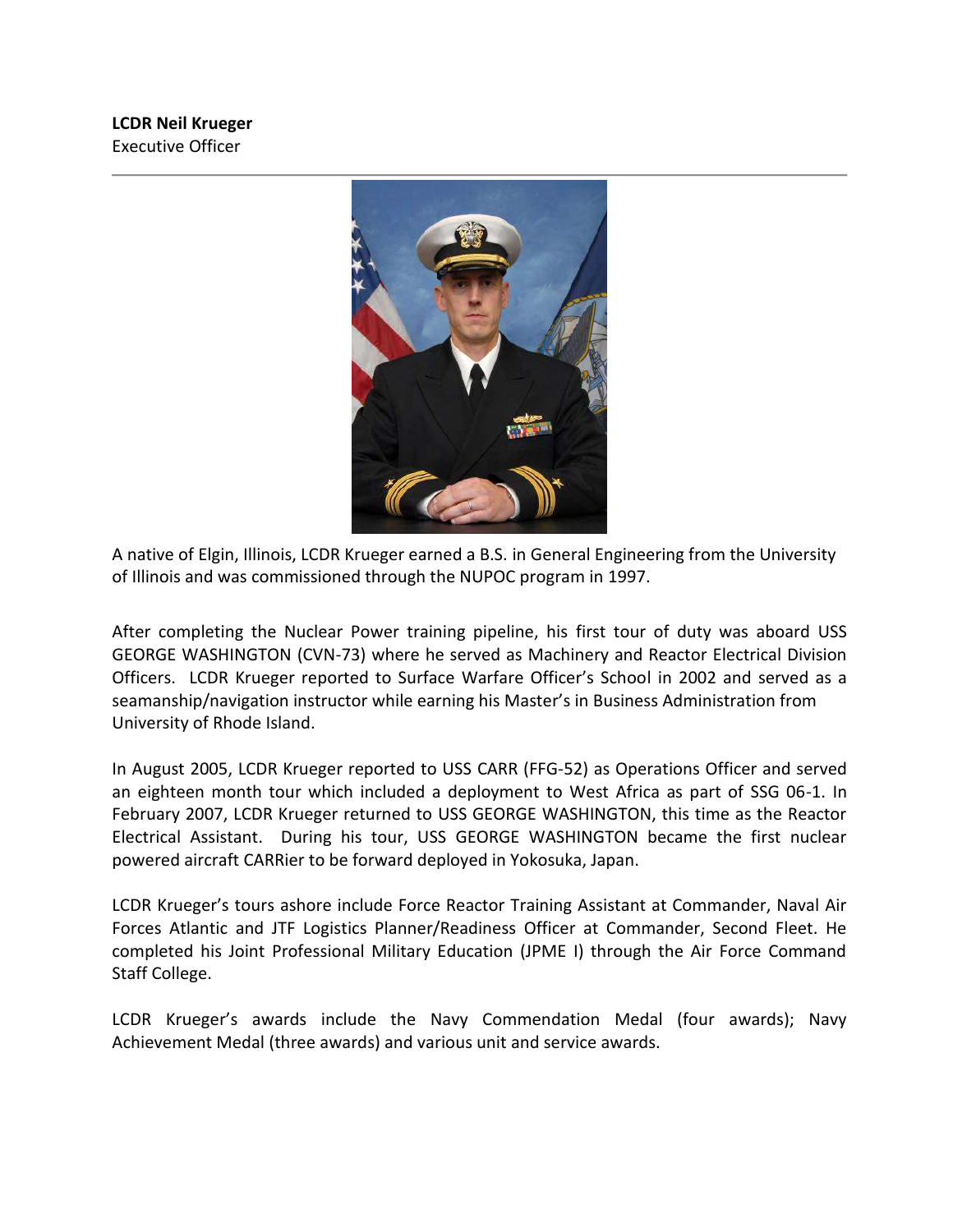**LCDR Neil Krueger**
Executive Officer

---

A native of Elgin, Illinois, LCDR Krueger earned a B.S. in General Engineering from the University of Illinois and was commissioned through the NUPOC program in 1997.

After completing the Nuclear Power training pipeline, his first tour of duty was aboard USS GEORGE WASHINGTON (CVN-73) where he served as Machinery and Reactor Electrical Division Officers. LCDR Krueger reported to Surface Warfare Officer's School in 2002 and served as a seamanship/navigation instructor while earning his Master's in Business Administration from University of Rhode Island.

In August 2005, LCDR Krueger reported to USS CARR (FFG-52) as Operations Officer and served an eighteen month tour which included a deployment to West Africa as part of SSG 06-1. In February 2007, LCDR Krueger returned to USS GEORGE WASHINGTON, this time as the Reactor Electrical Assistant. During his tour, USS GEORGE WASHINGTON became the first nuclear powered aircraft CARRier to be forward deployed in Yokosuka, Japan.

LCDR Krueger's tours ashore include Force Reactor Training Assistant at Commander, Naval Air Forces Atlantic and JTF Logistics Planner/Readiness Officer at Commander, Second Fleet. He completed his Joint Professional Military Education (JPME I) through the Air Force Command Staff College.

LCDR Krueger's awards include the Navy Commendation Medal (four awards); Navy Achievement Medal (three awards) and various unit and service awards.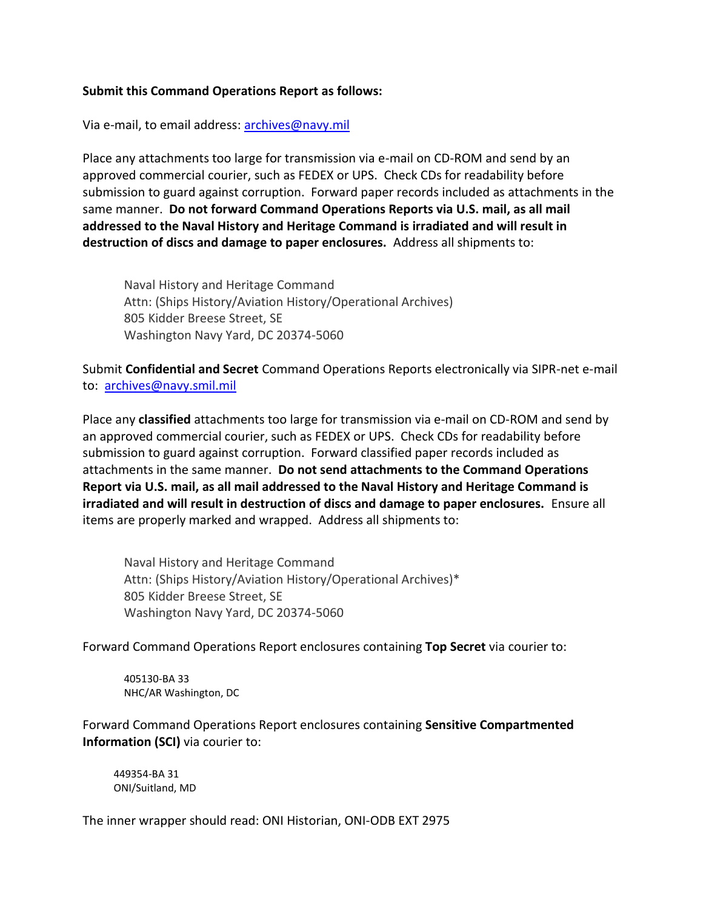**Submit this Command Operations Report as follows:**

Via e-mail, to email address: archives@navy.mil

Place any attachments too large for transmission via e-mail on CD-ROM and send by an approved commercial courier, such as FEDEX or UPS. Check CDs for readability before submission to guard against corruption. Forward paper records included as attachments in the same manner. **Do not forward Command Operations Reports via U.S. mail, as all mail addressed to the Naval History and Heritage Command is irradiated and will result in destruction of discs and damage to paper enclosures.** Address all shipments to:

> Naval History and Heritage Command
> Attn: (Ships History/Aviation History/Operational Archives)
> 805 Kidder Breese Street, SE
> Washington Navy Yard, DC 20374-5060

Submit **Confidential and Secret** Command Operations Reports electronically via SIPR-net e-mail to: archives@navy.smil.mil

Place any **classified** attachments too large for transmission via e-mail on CD-ROM and send by an approved commercial courier, such as FEDEX or UPS. Check CDs for readability before submission to guard against corruption. Forward classified paper records included as attachments in the same manner. **Do not send attachments to the Command Operations Report via U.S. mail, as all mail addressed to the Naval History and Heritage Command is irradiated and will result in destruction of discs and damage to paper enclosures.** Ensure all items are properly marked and wrapped. Address all shipments to:

> Naval History and Heritage Command
> Attn: (Ships History/Aviation History/Operational Archives)*
> 805 Kidder Breese Street, SE
> Washington Navy Yard, DC 20374-5060

Forward Command Operations Report enclosures containing **Top Secret** via courier to:

> 405130-BA 33
> NHC/AR Washington, DC

Forward Command Operations Report enclosures containing **Sensitive Compartmented Information (SCI)** via courier to:

> 449354-BA 31
> ONI/Suitland, MD

The inner wrapper should read: ONI Historian, ONI-ODB EXT 2975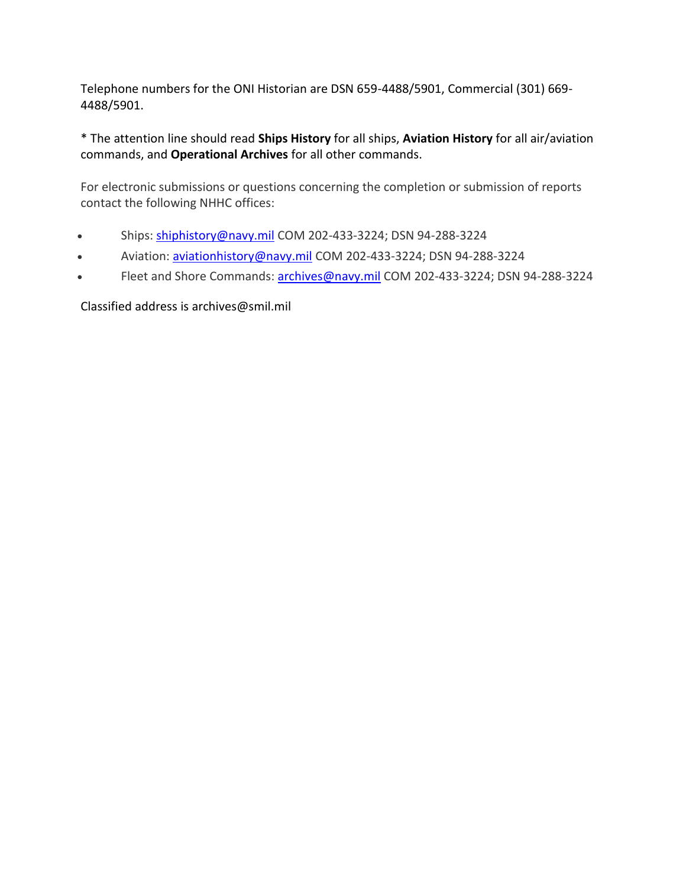Telephone numbers for the ONI Historian are DSN 659-4488/5901, Commercial (301) 669-4488/5901.

* The attention line should read **Ships History** for all ships, **Aviation History** for all air/aviation commands, and **Operational Archives** for all other commands.

For electronic submissions or questions concerning the completion or submission of reports contact the following NHHC offices:

- Ships: shiphistory@navy.mil COM 202-433-3224; DSN 94-288-3224
- Aviation: aviationhistory@navy.mil COM 202-433-3224; DSN 94-288-3224
- Fleet and Shore Commands: archives@navy.mil COM 202-433-3224; DSN 94-288-3224

Classified address is archives@smil.mil